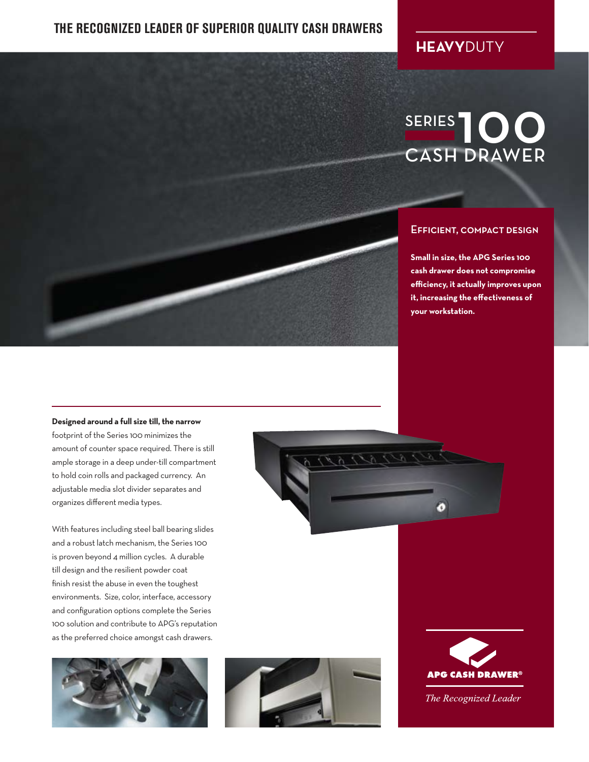# THE RECOGNIZED LEADER OF SUPERIOR QUALITY CASH DRAWERS

**HEAVY**DUTY

# SERIES 100 CASH DRAWER

## EFFICIENT, COMPACT DESIGN

**Small in size, the APG Series 100 cash drawer does not compromise efficiency, it actually improves upon it, increasing the effectiveness of your workstation.**

**Designed around a full size till, the narrow** footprint of the Series 100 minimizes the amount of counter space required. There is still ample storage in a deep under-till compartment to hold coin rolls and packaged currency. An adjustable media slot divider separates and organizes different media types.

With features including steel ball bearing slides and a robust latch mechanism, the Series 100 is proven beyond 4 million cycles. A durable till design and the resilient powder coat finish resist the abuse in even the toughest environments. Size, color, interface, accessory and configuration options complete the Series 100 solution and contribute to APG's reputation as the preferred choice amongst cash drawers.

**APG CASH DRAWER®**

*The Recognized Leader*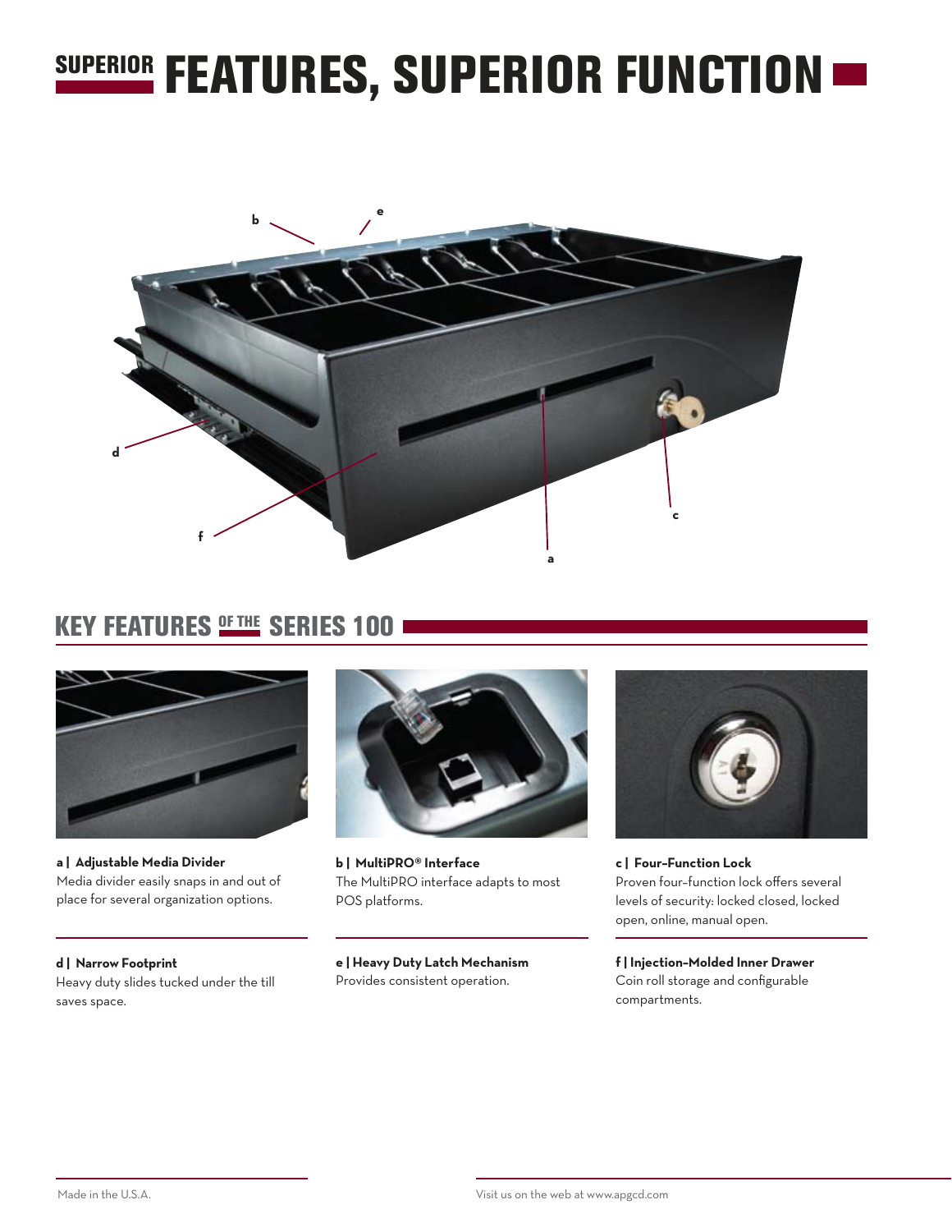# SUPERIOR FEATURES, SUPERIOR FUNCTION

b e d f a c

## KEY FEATURES OF THE SERIES 100

**a | Adjustable Media Divider**
Media divider easily snaps in and out of place for several organization options.

**b | MultiPRO® Interface**
The MultiPRO interface adapts to most POS platforms.

**c | Four-Function Lock**
Proven four-function lock offers several levels of security: locked closed, locked open, online, manual open.

**d | Narrow Footprint**
Heavy duty slides tucked under the till saves space.

**e | Heavy Duty Latch Mechanism**
Provides consistent operation.

**f | Injection-Molded Inner Drawer**
Coin roll storage and configurable compartments.

Made in the U.S.A.

Visit us on the web at www.apgcd.com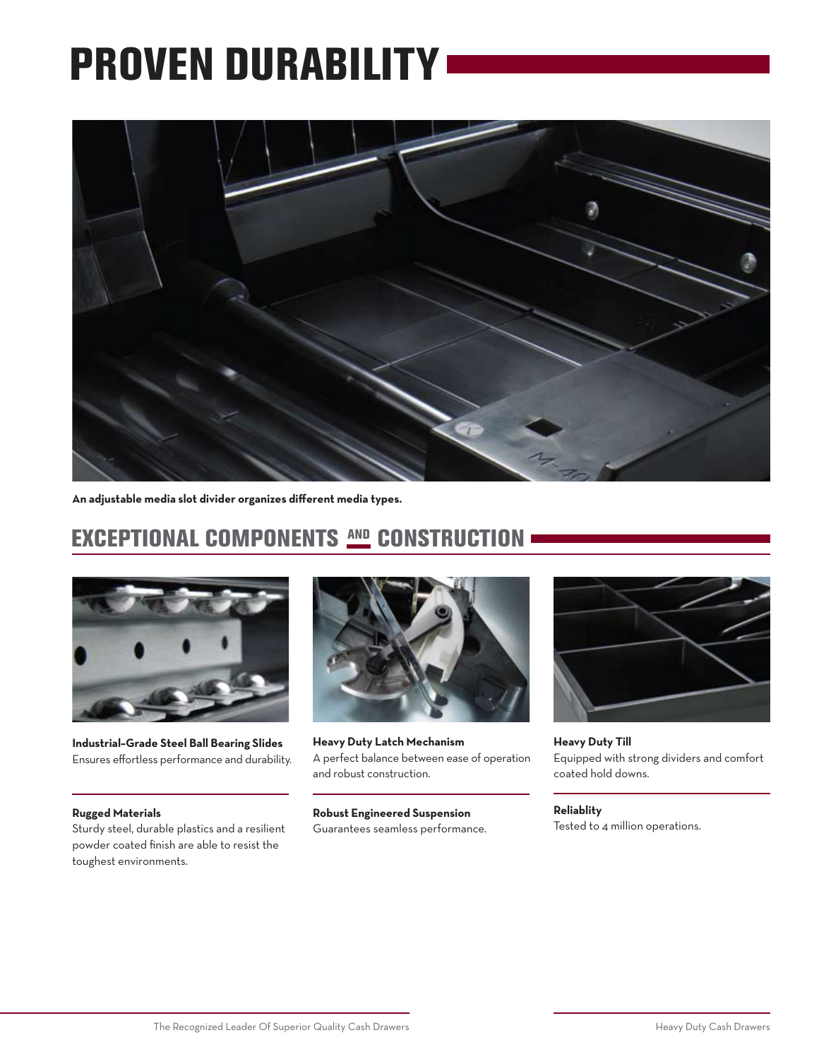# PROVEN DURABILITY

**An adjustable media slot divider organizes different media types.**

## EXCEPTIONAL COMPONENTS AND CONSTRUCTION

**Industrial-Grade Steel Ball Bearing Slides**
Ensures effortless performance and durability.

**Rugged Materials**
Sturdy steel, durable plastics and a resilient powder coated finish are able to resist the toughest environments.

**Heavy Duty Latch Mechanism**
A perfect balance between ease of operation and robust construction.

**Robust Engineered Suspension**
Guarantees seamless performance.

**Heavy Duty Till**
Equipped with strong dividers and comfort coated hold downs.

**Reliablity**
Tested to 4 million operations.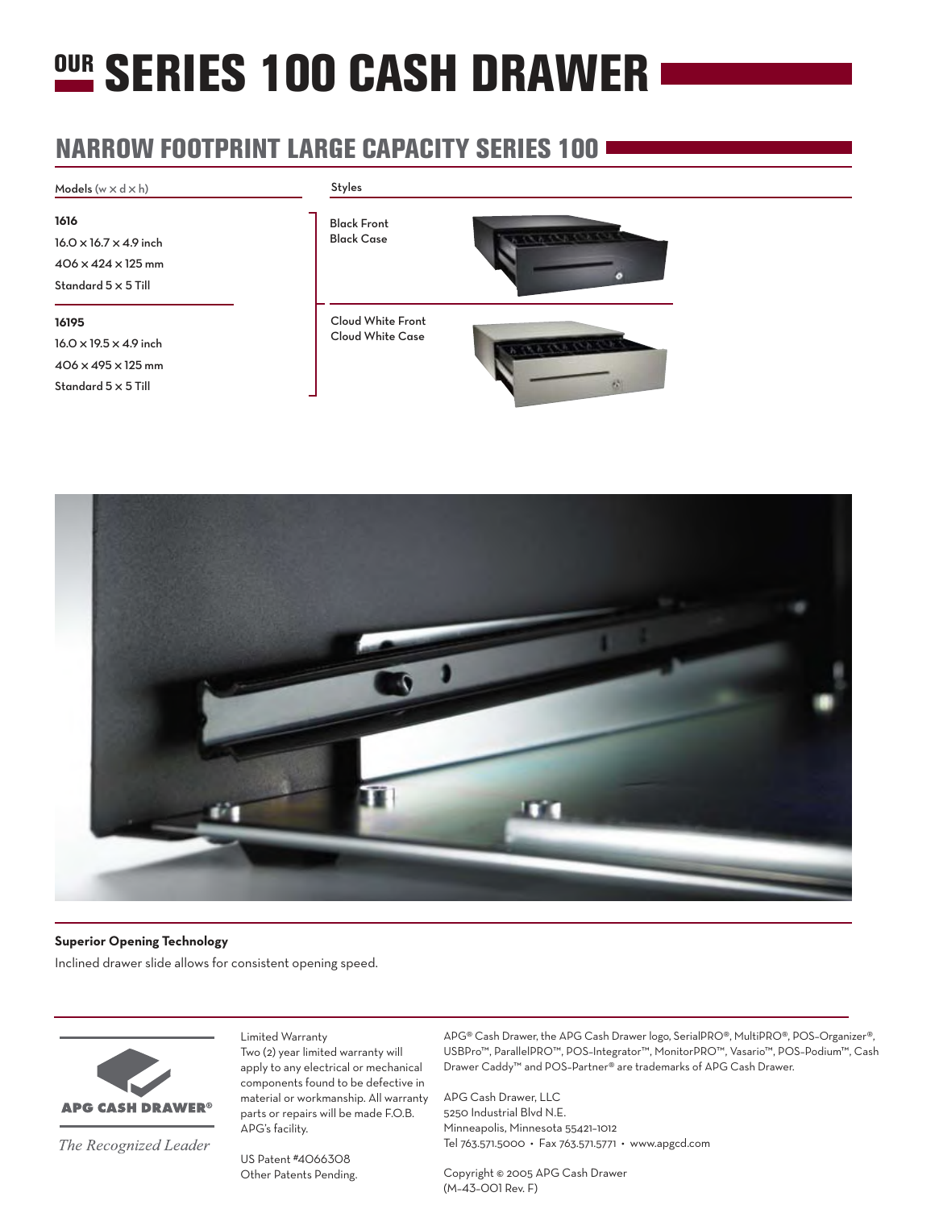# OUR SERIES 100 CASH DRAWER

## NARROW FOOTPRINT LARGE CAPACITY SERIES 100

| Models (w × d × h) | Styles |
| --- | --- |
| **1616**<br>16.0 × 16.7 × 4.9 inch<br>406 × 424 × 125 mm<br>Standard 5 × 5 Till | Black Front<br>Black Case |
| **16195**<br>16.0 × 19.5 × 4.9 inch<br>406 × 495 × 125 mm<br>Standard 5 × 5 Till | Cloud White Front<br>Cloud White Case |

**Superior Opening Technology**

Inclined drawer slide allows for consistent opening speed.

APG CASH DRAWER®

*The Recognized Leader*

Limited Warranty
Two (2) year limited warranty will apply to any electrical or mechanical components found to be defective in material or workmanship. All warranty parts or repairs will be made F.O.B. APG's facility.

US Patent #4066308
Other Patents Pending.

APG® Cash Drawer, the APG Cash Drawer logo, SerialPRO®, MultiPRO®, POS-Organizer®, USBPro™, ParallelPRO™, POS-Integrator™, MonitorPRO™, Vasario™, POS-Podium™, Cash Drawer Caddy™ and POS-Partner® are trademarks of APG Cash Drawer.

APG Cash Drawer, LLC
5250 Industrial Blvd N.E.
Minneapolis, Minnesota 55421-1012
Tel 763.571.5000 • Fax 763.571.5771 • www.apgcd.com

Copyright © 2005 APG Cash Drawer
(M-43-001 Rev. F)